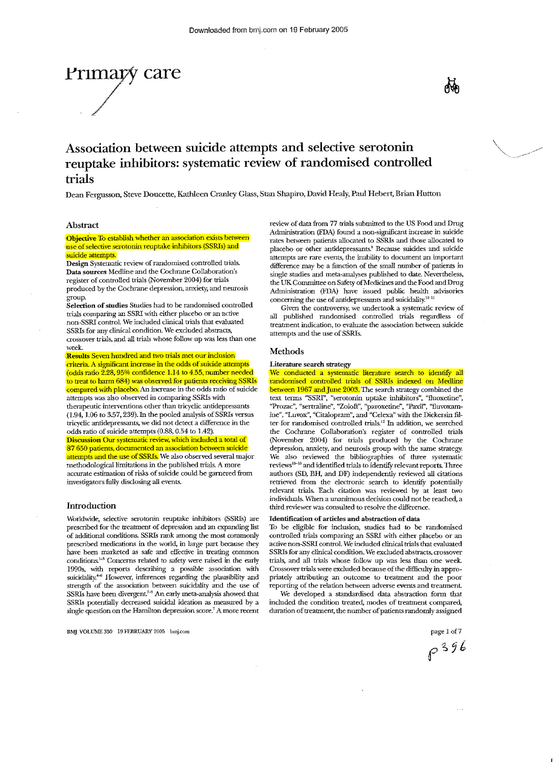Primary care

# Association between suicide attempts and selective serotonin reuptake inhibitors: systematic review of randomised controlled trials

Dean Fergusson, Steve Doucette, Kathleen Cranley Glass, Stan Shapiro, David Healy, Paul Hebert, Brian Hutton

## Abstract

**Objective** To establish whether an association exists between use of selective serotonin reuptake inhibitors (SSRIs) and suicide attempts.

**Design** Systematic review of randomised controlled trials.

**Data sources** Medline and the Cochrane Collaboration's register of controlled trials (November 2004) for trials produced by the Cochrane depression, anxiety, and neurosis group.

**Selection of studies** Studies had to be randomised controlled trials comparing an SSRI with either placebo or an active non-SSRI control. We included clinical trials that evaluated SSRIs for any clinical condition. We excluded abstracts, crossover trials, and all trials whose follow up was less than one week.

**Results** Seven hundred and two trials met our inclusion criteria. A significant increase in the odds of suicide attempts (odds ratio 2.28, 95% confidence 1.14 to 4.55, number needed to treat to harm 684) was observed for patients receiving SSRIs compared with placebo. An increase in the odds ratio of suicide attempts was also observed in comparing SSRIs with therapeutic interventions other than tricyclic antidepressants (1.94, 1.06 to 3.57, 239). In the pooled analysis of SSRIs versus tricyclic antidepressants, we did not detect a difference in the odds ratio of suicide attempts (0.88, 0.54 to 1.42).

**Discussion** Our systematic review, which included a total of 87 650 patients, documented an association between suicide attempts and the use of SSRIs. We also observed several major methodological limitations in the published trials. A more accurate estimation of risks of suicide could be garnered from investigators fully disclosing all events.

## Introduction

Worldwide, selective serotonin reuptake inhibitors (SSRIs) are prescribed for the treatment of depression and an expanding list of additional conditions. SSRIs rank among the most commonly prescribed medications in the world, in large part because they have been marketed as safe and effective in treating common conditions.[1-3] Concerns related to safety were raised in the early 1990s, with reports describing a possible association with suicidality.[4-6] However, inferences regarding the plausibility and strength of the association between suicidality and the use of SSRIs have been divergent.[7-9] An early meta-analysis showed that SSRIs potentially decreased suicidal ideation as measured by a single question on the Hamilton depression score.[7] A more recent review of data from 77 trials submitted to the US Food and Drug Administration (FDA) found a non-significant increase in suicide rates between patients allocated to SSRIs and those allocated to placebo or other antidepressants.[8] Because suicides and suicide attempts are rare events, the inability to document an important difference may be a function of the small number of patients in single studies and meta-analyses published to date. Nevertheless, the UK Committee on Safety of Medicines and the Food and Drug Administration (FDA) have issued public health advisories concerning the use of antidepressants and suicidality.[10 11]

Given the controversy, we undertook a systematic review of all published randomised controlled trials regardless of treatment indication, to evaluate the association between suicide attempts and the use of SSRIs.

## Methods

### Literature search strategy

We conducted a systematic literature search to identify all randomised controlled trials of SSRIs indexed on Medline between 1967 and June 2003. The search strategy combined the text terms "SSRI", "serotonin uptake inhibitors", "fluoxetine", "Prozac", "sertraline", "Zoloft", "paroxetine", "Paxil", "fluvoxamine", "Luvox", "Citalopram", and "Celexa" with the Dickersin filter for randomised controlled trials.[12] In addition, we searched the Cochrane Collaboration's register of controlled trials (November 2004) for trials produced by the Cochrane depression, anxiety, and neurosis group with the same strategy. We also reviewed the bibliographies of three systematic reviews[13-15] and identified trials to identify relevant reports. Three authors (SD, BH, and DF) independently reviewed all citations retrieved from the electronic search to identify potentially relevant trials. Each citation was reviewed by at least two individuals. When a unanimous decision could not be reached, a third reviewer was consulted to resolve the difference.

### Identification of articles and abstraction of data

To be eligible for inclusion, studies had to be randomised controlled trials comparing an SSRI with either placebo or an active non-SSRI control. We included clinical trials that evaluated SSRIs for any clinical condition. We excluded abstracts, crossover trials, and all trials whose follow up was less than one week. Crossover trials were excluded because of the difficulty in appropriately attributing an outcome to treatment and the poor reporting of the relation between adverse events and treatment.

We developed a standardised data abstraction form that included the condition treated, modes of treatment compared, duration of treatment, the number of patients randomly assigned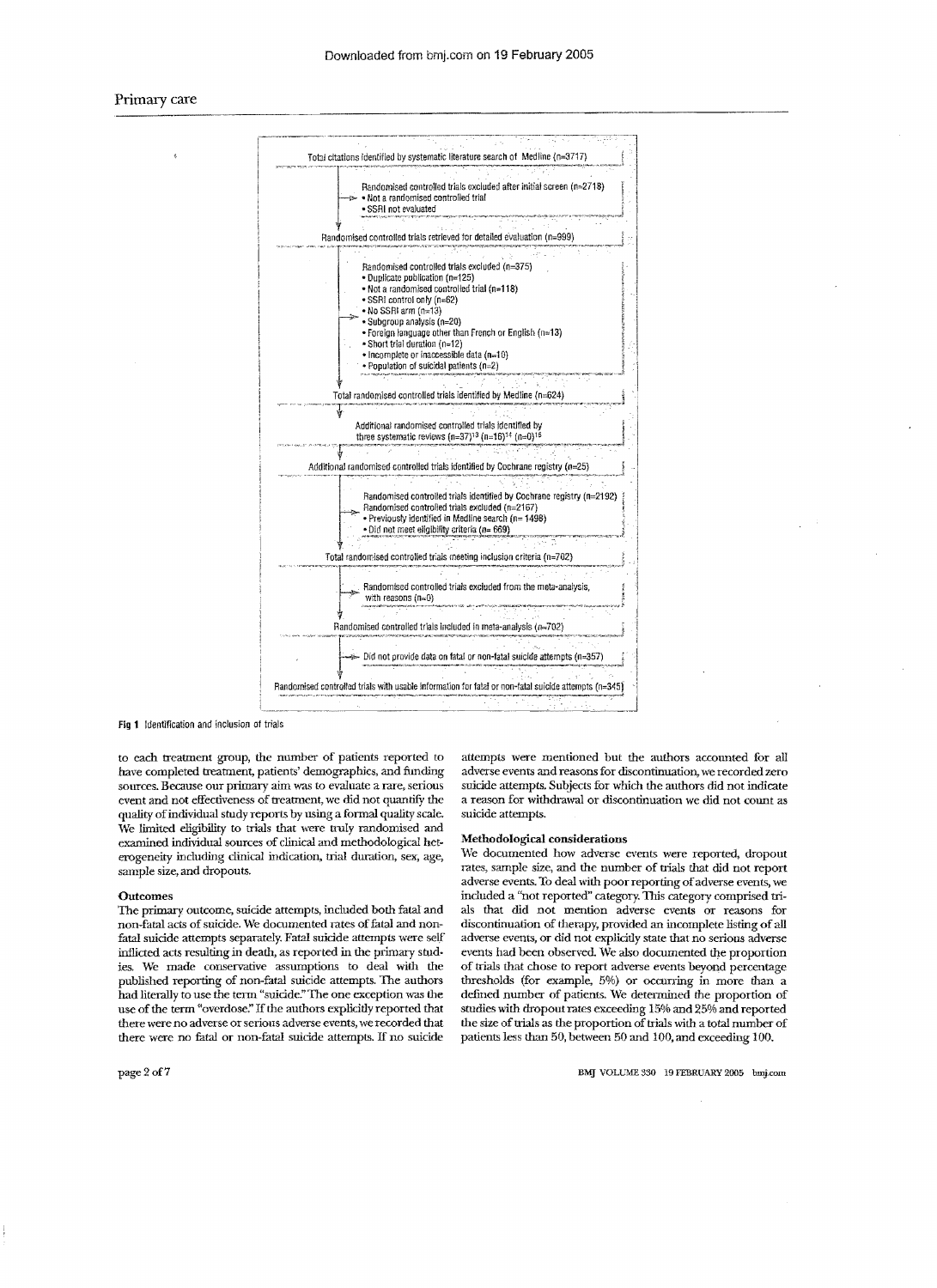Total citations identified by systematic literature search of Medline (n=3717)

Randomised controlled trials excluded after initial screen (n=2718)
- Not a randomised controlled trial
- SSRI not evaluated

Randomised controlled trials retrieved for detailed evaluation (n=999)

Randomised controlled trials excluded (n=375)
- Duplicate publication (n=125)
- Not a randomised controlled trial (n=118)
- SSRI control only (n=62)
- No SSRI arm (n=13)
- Subgroup analysis (n=20)
- Foreign language other than French or English (n=13)
- Short trial duration (n=12)
- Incomplete or inaccessible data (n=10)
- Population of suicidal patients (n=2)

Total randomised controlled trials identified by Medline (n=624)

Additional randomised controlled trials identified by three systematic reviews (n=37)[13] (n=16)[14] (n=0)[15]

Additional randomised controlled trials identified by Cochrane registry (n=25)

Randomised controlled trials identified by Cochrane registry (n=2192)
Randomised controlled trials excluded (n=2167)
- Previously identified in Medline search (n= 1498)
- Did not meet eligibility criteria (n= 669)

Total randomised controlled trials meeting inclusion criteria (n=702)

Randomised controlled trials excluded from the meta-analysis, with reasons (n=0)

Randomised controlled trials included in meta-analysis (n=702)

Did not provide data on fatal or non-fatal suicide attempts (n=357)

Randomised controlled trials with usable information for fatal or non-fatal suicide attempts (n=345)

**Fig 1** Identification and inclusion of trials

to each treatment group, the number of patients reported to have completed treatment, patients' demographics, and funding sources. Because our primary aim was to evaluate a rare, serious event and not effectiveness of treatment, we did not quantify the quality of individual study reports by using a formal quality scale. We limited eligibility to trials that were truly randomised and examined individual sources of clinical and methodological heterogeneity including clinical indication, trial duration, sex, age, sample size, and dropouts.

### Outcomes

The primary outcome, suicide attempts, included both fatal and non-fatal acts of suicide. We documented rates of fatal and non-fatal suicide attempts separately. Fatal suicide attempts were self inflicted acts resulting in death, as reported in the primary studies. We made conservative assumptions to deal with the published reporting of non-fatal suicide attempts. The authors had literally to use the term "suicide." The one exception was the use of the term "overdose." If the authors explicitly reported that there were no adverse or serious adverse events, we recorded that there were no fatal or non-fatal suicide attempts. If no suicide attempts were mentioned but the authors accounted for all adverse events and reasons for discontinuation, we recorded zero suicide attempts. Subjects for which the authors did not indicate a reason for withdrawal or discontinuation we did not count as suicide attempts.

### Methodological considerations

We documented how adverse events were reported, dropout rates, sample size, and the number of trials that did not report adverse events. To deal with poor reporting of adverse events, we included a "not reported" category. This category comprised trials that did not mention adverse events or reasons for discontinuation of therapy, provided an incomplete listing of all adverse events, or did not explicitly state that no serious adverse events had been observed. We also documented the proportion of trials that chose to report adverse events beyond percentage thresholds (for example, 5%) or occurring in more than a defined number of patients. We determined the proportion of studies with dropout rates exceeding 15% and 25% and reported the size of trials as the proportion of trials with a total number of patients less than 50, between 50 and 100, and exceeding 100.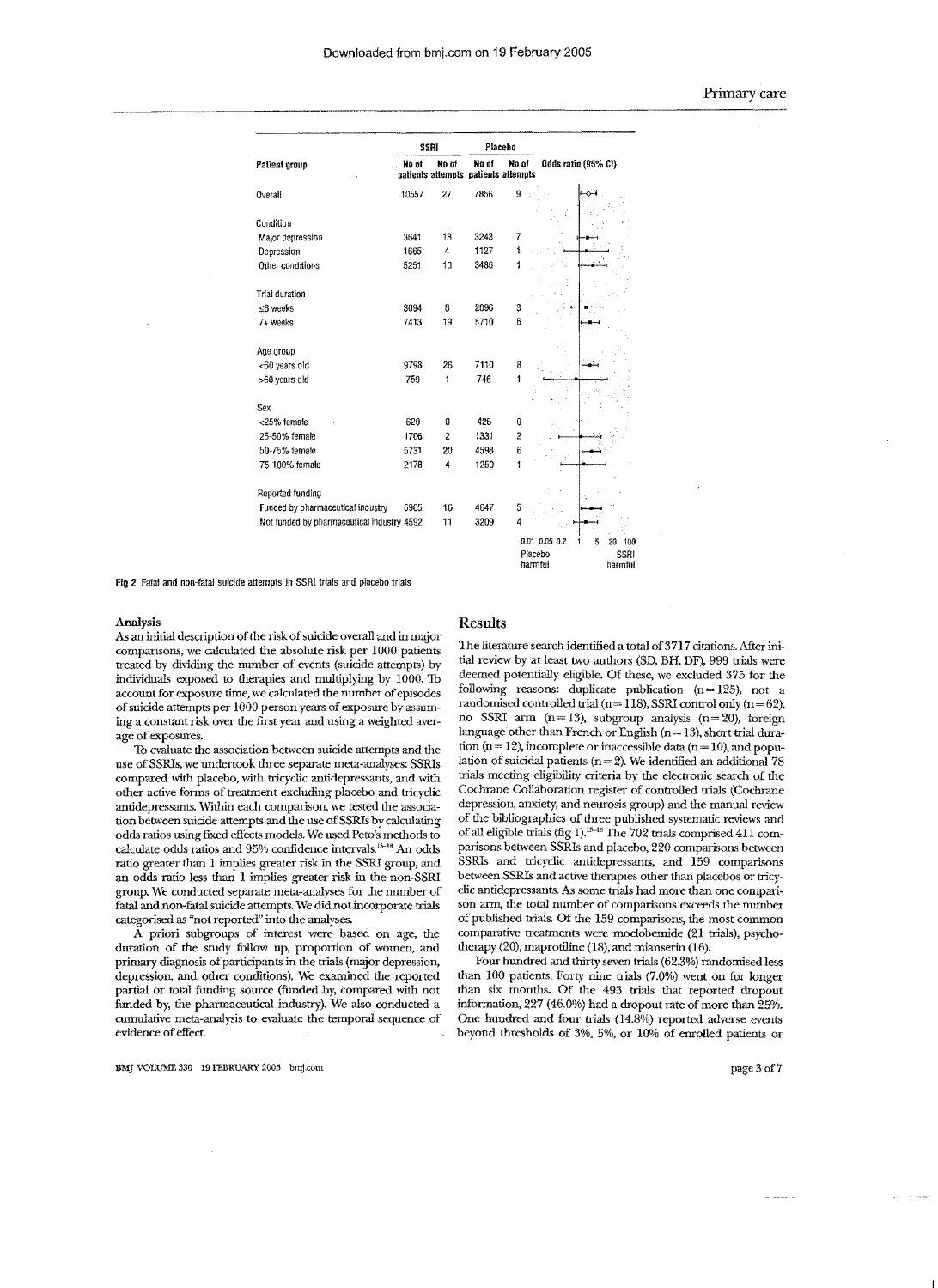| Patient group | SSRI No of patients | SSRI No of attempts | Placebo No of patients | Placebo No of attempts | Odds ratio (95% CI) |
|---|---|---|---|---|---|
| Overall | 10557 | 27 | 7856 | 9 | |
| **Condition** | | | | | |
| Major depression | 3641 | 13 | 3243 | 7 | |
| Depression | 1665 | 4 | 1127 | 1 | |
| Other conditions | 5251 | 10 | 3486 | 1 | |
| **Trial duration** | | | | | |
| ≤6 weeks | 3094 | 8 | 2096 | 3 | |
| 7+ weeks | 7413 | 19 | 5710 | 6 | |
| **Age group** | | | | | |
| <60 years old | 9798 | 26 | 7110 | 8 | |
| >60 years old | 759 | 1 | 746 | 1 | |
| **Sex** | | | | | |
| <25% female | 620 | 0 | 426 | 0 | |
| 25-50% female | 1706 | 2 | 1331 | 2 | |
| 50-75% female | 5731 | 20 | 4598 | 6 | |
| 75-100% female | 2178 | 4 | 1250 | 1 | |
| **Reported funding** | | | | | |
| Funded by pharmaceutical industry | 5965 | 16 | 4647 | 5 | |
| Not funded by pharmaceutical industry | 4592 | 11 | 3209 | 4 | |

Odds ratio axis: 0.01 0.05 0.2 1 5 20 100; Placebo harmful / SSRI harmful

Fig 2 Fatal and non-fatal suicide attempts in SSRI trials and placebo trials

### Analysis

As an initial description of the risk of suicide overall and in major comparisons, we calculated the absolute risk per 1000 patients treated by dividing the number of events (suicide attempts) by individuals exposed to therapies and multiplying by 1000. To account for exposure time, we calculated the number of episodes of suicide attempts per 1000 person years of exposure by assuming a constant risk over the first year and using a weighted average of exposures.

To evaluate the association between suicide attempts and the use of SSRIs, we undertook three separate meta-analyses: SSRIs compared with placebo, with tricyclic antidepressants, and with other active forms of treatment excluding placebo and tricyclic antidepressants. Within each comparison, we tested the association between suicide attempts and the use of SSRIs by calculating odds ratios using fixed effects models. We used Peto's methods to calculate odds ratios and 95% confidence intervals.[15-18] An odds ratio greater than 1 implies greater risk in the SSRI group, and an odds ratio less than 1 implies greater risk in the non-SSRI group. We conducted separate meta-analyses for the number of fatal and non-fatal suicide attempts. We did not incorporate trials categorised as "not reported" into the analyses.

A priori subgroups of interest were based on age, the duration of the study follow up, proportion of women, and primary diagnosis of participants in the trials (major depression, depression, and other conditions). We examined the reported partial or total funding source (funded by, compared with not funded by, the pharmaceutical industry). We also conducted a cumulative meta-analysis to evaluate the temporal sequence of evidence of effect.

## Results

The literature search identified a total of 3717 citations. After initial review by at least two authors (SD, BH, DF), 999 trials were deemed potentially eligible. Of these, we excluded 375 for the following reasons: duplicate publication (n = 125), not a randomised controlled trial (n = 118), SSRI control only (n = 62), no SSRI arm (n = 13), subgroup analysis (n = 20), foreign language other than French or English (n = 13), short trial duration (n = 12), incomplete or inaccessible data (n = 10), and population of suicidal patients (n = 2). We identified an additional 78 trials meeting eligibility criteria by the electronic search of the Cochrane Collaboration register of controlled trials (Cochrane depression, anxiety, and neurosis group) and the manual review of the bibliographies of three published systematic reviews and of all eligible trials (fig 1).[13-15] The 702 trials comprised 411 comparisons between SSRIs and placebo, 220 comparisons between SSRIs and tricyclic antidepressants, and 159 comparisons between SSRIs and active therapies other than placebos or tricyclic antidepressants. As some trials had more than one comparison arm, the total number of comparisons exceeds the number of published trials. Of the 159 comparisons, the most common comparative treatments were moclobemide (21 trials), psychotherapy (20), maprotiline (18), and mianserin (16).

Four hundred and thirty seven trials (62.3%) randomised less than 100 patients. Forty nine trials (7.0%) went on for longer than six months. Of the 493 trials that reported dropout information, 227 (46.0%) had a dropout rate of more than 25%. One hundred and four trials (14.8%) reported adverse events beyond thresholds of 3%, 5%, or 10% of enrolled patients or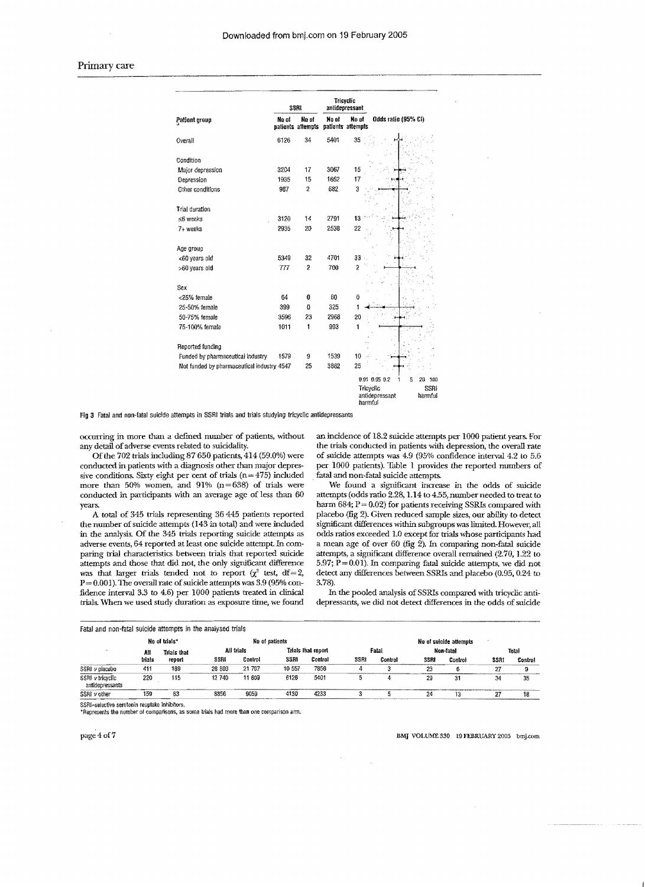| Patient group | SSRI No of patients | SSRI No of attempts | Tricyclic antidepressant No of patients | Tricyclic antidepressant No of attempts |
|---|---|---|---|---|
| Overall | 6126 | 34 | 5401 | 35 |
| **Condition** | | | | |
| Major depression | 3204 | 17 | 3067 | 15 |
| Depression | 1935 | 15 | 1652 | 17 |
| Other conditions | 987 | 2 | 682 | 3 |
| **Trial duration** | | | | |
| ≤6 weeks | 3120 | 14 | 2791 | 13 |
| 7+ weeks | 2935 | 20 | 2538 | 22 |
| **Age group** | | | | |
| <60 years old | 5349 | 32 | 4701 | 33 |
| >60 years old | 777 | 2 | 700 | 2 |
| **Sex** | | | | |
| <25% female | 64 | 0 | 60 | 0 |
| 25-50% female | 399 | 0 | 325 | 1 |
| 50-75% female | 3596 | 23 | 2968 | 20 |
| 75-100% female | 1011 | 1 | 993 | 1 |
| **Reported funding** | | | | |
| Funded by pharmaceutical industry | 1579 | 9 | 1539 | 10 |
| Not funded by pharmaceutical industry | 4547 | 25 | 3862 | 25 |

Odds ratio (95% CI) axis: 0.01 0.05 0.2 1 5 20 100; Tricyclic antidepressant harmful / SSRI harmful

Fig 3 Fatal and non-fatal suicide attempts in SSRI trials and trials studying tricyclic antidepressants

occurring in more than a defined number of patients, without any detail of adverse events related to suicidality.

Of the 702 trials including 87 650 patients, 414 (59.0%) were conducted in patients with a diagnosis other than major depressive conditions. Sixty eight per cent of trials (n=475) included more than 50% women, and 91% (n=638) of trials were conducted in participants with an average age of less than 60 years.

A total of 345 trials representing 36 445 patients reported the number of suicide attempts (143 in total) and were included in the analysis. Of the 345 trials reporting suicide attempts as adverse events, 64 reported at least one suicide attempt. In comparing trial characteristics between trials that reported suicide attempts and those that did not, the only significant difference was that larger trials tended not to report ($\chi^2$ test, df=2, P=0.001). The overall rate of suicide attempts was 3.9 (95% confidence interval 3.3 to 4.6) per 1000 patients treated in clinical trials. When we used study duration as exposure time, we found an incidence of 18.2 suicide attempts per 1000 patient years. For the trials conducted in patients with depression, the overall rate of suicide attempts was 4.9 (95% confidence interval 4.2 to 5.6 per 1000 patients). Table 1 provides the reported numbers of fatal and non-fatal suicide attempts.

We found a significant increase in the odds of suicide attempts (odds ratio 2.28, 1.14 to 4.55, number needed to treat to harm 684; P=0.02) for patients receiving SSRIs compared with placebo (fig 2). Given reduced sample sizes, our ability to detect significant differences within subgroups was limited. However, all odds ratios exceeded 1.0 except for trials whose participants had a mean age of over 60 (fig 2). In comparing non-fatal suicide attempts, a significant difference overall remained (2.70, 1.22 to 5.97; P=0.01). In comparing fatal suicide attempts, we did not detect any differences between SSRIs and placebo (0.95, 0.24 to 3.78).

In the pooled analysis of SSRIs compared with tricyclic antidepressants, we did not detect differences in the odds of suicide

Fatal and non-fatal suicide attempts in the analysed trials

| | No of trials* | | No of patients | | | | No of suicide attempts | | | | | |
|---|---|---|---|---|---|---|---|---|---|---|---|---|
| | All trials | Trials that report | All trials | | Trials that report | | Fatal | | Non-fatal | | Total | |
| | | | SSRI | Control | SSRI | Control | SSRI | Control | SSRI | Control | SSRI | Control |
| SSRI v placebo | 411 | 189 | 28 803 | 21 767 | 10 557 | 7856 | 4 | 3 | 23 | 6 | 27 | 9 |
| SSRI v tricyclic antidepressants | 220 | 115 | 12 740 | 11 609 | 6126 | 5401 | 5 | 4 | 29 | 31 | 34 | 35 |
| SSRI v other | 159 | 83 | 6856 | 9059 | 4130 | 4233 | 3 | 5 | 24 | 13 | 27 | 18 |

SSRI=selective serotonin reuptake inhibitors.
*Represents the number of comparisons, as some trials had more than one comparison arm.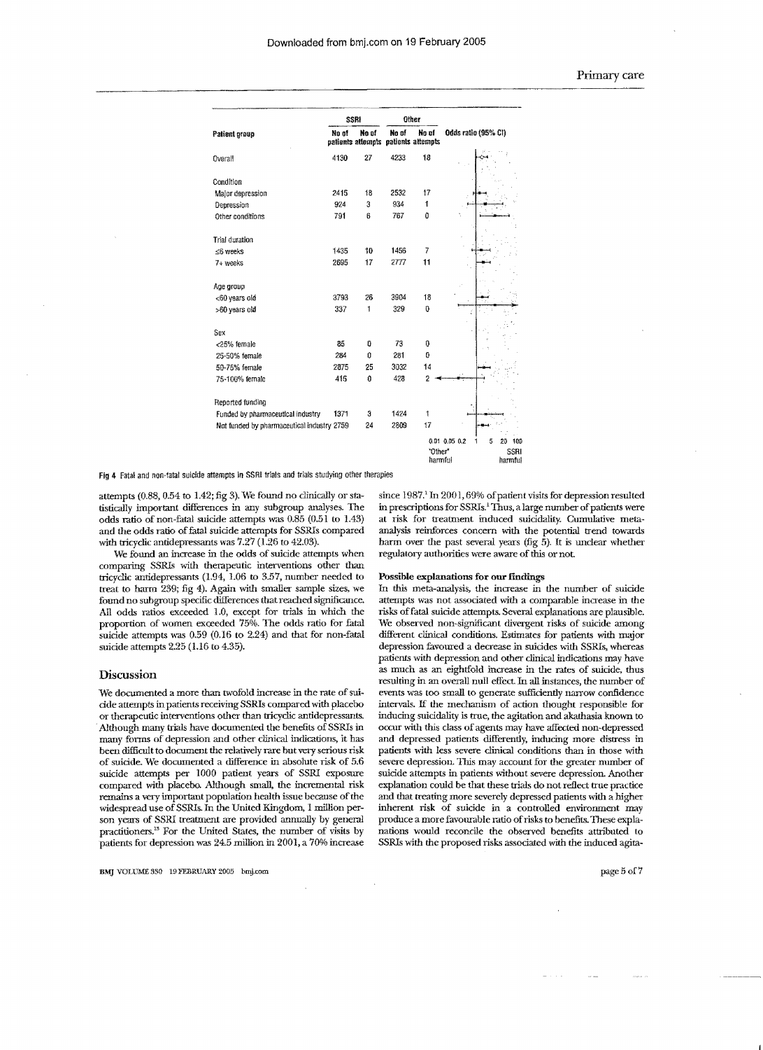| Patient group | SSRI No of patients | SSRI No of attempts | Other No of patients | Other No of attempts | Odds ratio (95% CI) |
|---|---|---|---|---|---|
| Overall | 4130 | 27 | 4233 | 18 | |
| Condition | | | | | |
| Major depression | 2415 | 18 | 2532 | 17 | |
| Depression | 924 | 3 | 934 | 1 | |
| Other conditions | 791 | 6 | 767 | 0 | |
| Trial duration | | | | | |
| ≤6 weeks | 1435 | 10 | 1456 | 7 | |
| 7+ weeks | 2695 | 17 | 2777 | 11 | |
| Age group | | | | | |
| <60 years old | 3793 | 26 | 3904 | 18 | |
| >60 years old | 337 | 1 | 329 | 0 | |
| Sex | | | | | |
| <25% female | 85 | 0 | 73 | 0 | |
| 25-50% female | 284 | 0 | 281 | 0 | |
| 50-75% female | 2875 | 25 | 3032 | 14 | |
| 75-100% female | 415 | 0 | 428 | 2 | |
| Reported funding | | | | | |
| Funded by pharmaceutical industry | 1371 | 3 | 1424 | 1 | |
| Not funded by pharmaceutical industry | 2759 | 24 | 2809 | 17 | |

Odds ratio axis: 0.01 0.05 0.2 1 5 20 100; "Other" harmful ← → SSRI harmful

Fig 4 Fatal and non-fatal suicide attempts in SSRI trials and trials studying other therapies

attempts (0.88, 0.54 to 1.42; fig 3). We found no clinically or statistically important differences in any subgroup analyses. The odds ratio of non-fatal suicide attempts was 0.85 (0.51 to 1.43) and the odds ratio of fatal suicide attempts for SSRIs compared with tricyclic antidepressants was 7.27 (1.26 to 42.03).

We found an increase in the odds of suicide attempts when comparing SSRIs with therapeutic interventions other than tricyclic antidepressants (1.94, 1.06 to 3.57, number needed to treat to harm 239; fig 4). Again with smaller sample sizes, we found no subgroup specific differences that reached significance. All odds ratios exceeded 1.0, except for trials in which the proportion of women exceeded 75%. The odds ratio for fatal suicide attempts was 0.59 (0.16 to 2.24) and that for non-fatal suicide attempts 2.25 (1.16 to 4.35).

## Discussion

We documented a more than twofold increase in the rate of suicide attempts in patients receiving SSRIs compared with placebo or therapeutic interventions other than tricyclic antidepressants. Although many trials have documented the benefits of SSRIs in many forms of depression and other clinical indications, it has been difficult to document the relatively rare but very serious risk of suicide. We documented a difference in absolute risk of 5.6 suicide attempts per 1000 patient years of SSRI exposure compared with placebo. Although small, the incremental risk remains a very important population health issue because of the widespread use of SSRIs. In the United Kingdom, 1 million person years of SSRI treatment are provided annually by general practitioners.[15] For the United States, the number of visits by patients for depression was 24.5 million in 2001, a 70% increase since 1987.[1] In 2001, 69% of patient visits for depression resulted in prescriptions for SSRIs.[1] Thus, a large number of patients were at risk for treatment induced suicidality. Cumulative meta-analysis reinforces concern with the potential trend towards harm over the past several years (fig 5). It is unclear whether regulatory authorities were aware of this or not.

### Possible explanations for our findings

In this meta-analysis, the increase in the number of suicide attempts was not associated with a comparable increase in the risks of fatal suicide attempts. Several explanations are plausible. We observed non-significant divergent risks of suicide among different clinical conditions. Estimates for patients with major depression favoured a decrease in suicides with SSRIs, whereas patients with depression and other clinical indications may have as much as an eightfold increase in the rates of suicide, thus resulting in an overall null effect. In all instances, the number of events was too small to generate sufficiently narrow confidence intervals. If the mechanism of action thought responsible for inducing suicidality is true, the agitation and akathasia known to occur with this class of agents may have affected non-depressed and depressed patients differently, inducing more distress in patients with less severe clinical conditions than in those with severe depression. This may account for the greater number of suicide attempts in patients without severe depression. Another explanation could be that these trials do not reflect true practice and that treating more severely depressed patients with a higher inherent risk of suicide in a controlled environment may produce a more favourable ratio of risks to benefits. These explanations would reconcile the observed benefits attributed to SSRIs with the proposed risks associated with the induced agita-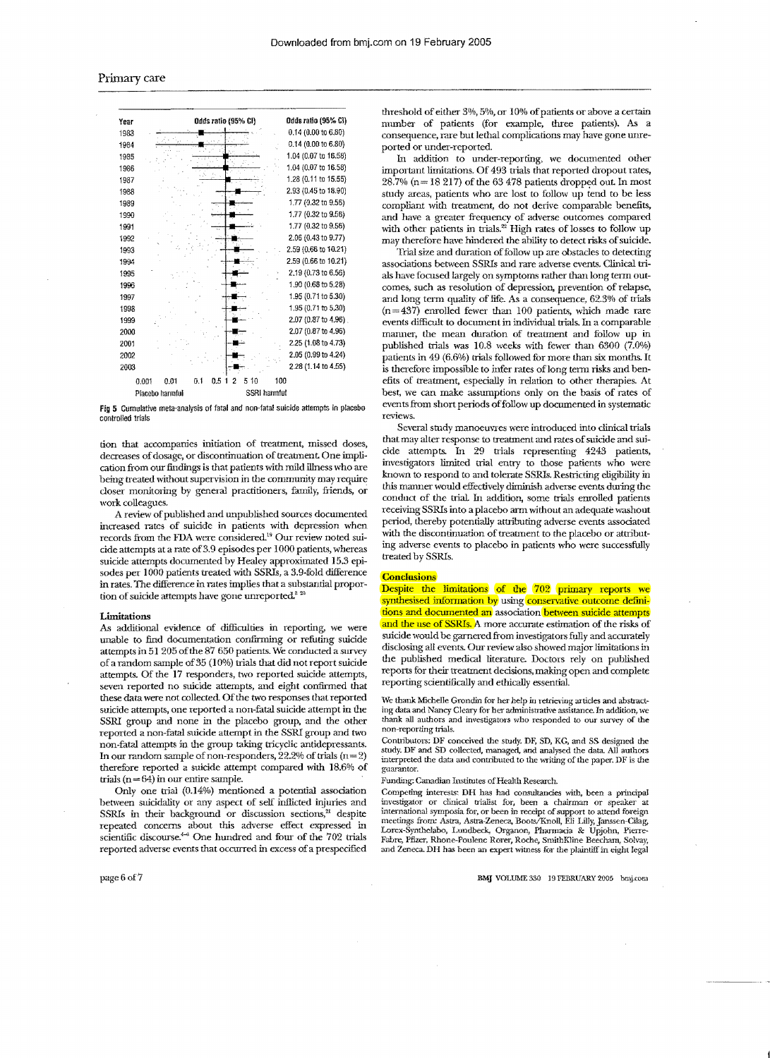| Year | Odds ratio (95% CI) |
| --- | --- |
| 1983 | 0.14 (0.00 to 6.80) |
| 1984 | 0.14 (0.00 to 6.80) |
| 1985 | 1.04 (0.07 to 16.58) |
| 1986 | 1.04 (0.07 to 16.58) |
| 1987 | 1.28 (0.11 to 15.55) |
| 1988 | 2.93 (0.45 to 18.90) |
| 1989 | 1.77 (0.32 to 9.56) |
| 1990 | 1.77 (0.32 to 9.56) |
| 1991 | 1.77 (0.32 to 9.56) |
| 1992 | 2.06 (0.43 to 9.77) |
| 1993 | 2.59 (0.66 to 10.21) |
| 1994 | 2.59 (0.66 to 10.21) |
| 1995 | 2.19 (0.73 to 6.56) |
| 1996 | 1.90 (0.68 to 5.28) |
| 1997 | 1.95 (0.71 to 5.30) |
| 1998 | 1.95 (0.71 to 5.30) |
| 1999 | 2.07 (0.87 to 4.96) |
| 2000 | 2.07 (0.87 to 4.96) |
| 2001 | 2.25 (1.08 to 4.73) |
| 2002 | 2.05 (0.99 to 4.24) |
| 2003 | 2.28 (1.14 to 4.55) |

0.001 0.01 0.1 0.5 1 2 5 10 100

Placebo harmful — SSRI harmful

Fig 5 Cumulative meta-analysis of fatal and non-fatal suicide attempts in placebo controlled trials

tion that accompanies initiation of treatment, missed doses, decreases of dosage, or discontinuation of treatment. One implication from our findings is that patients with mild illness who are being treated without supervision in the community may require closer monitoring by general practitioners, family, friends, or work colleagues.

A review of published and unpublished sources documented increased rates of suicide in patients with depression when records from the FDA were considered.[19] Our review noted suicide attempts at a rate of 3.9 episodes per 1000 patients, whereas suicide attempts documented by Healey approximated 15.3 episodes per 1000 patients treated with SSRIs, a 3.9-fold difference in rates. The difference in rates implies that a substantial proportion of suicide attempts have gone unreported.[9 20]

### Limitations

As additional evidence of difficulties in reporting, we were unable to find documentation confirming or refuting suicide attempts in 51 205 of the 87 650 patients. We conducted a survey of a random sample of 35 (10%) trials that did not report suicide attempts. Of the 17 responders, two reported suicide attempts, seven reported no suicide attempts, and eight confirmed that these data were not collected. Of the two responses that reported suicide attempts, one reported a non-fatal suicide attempt in the SSRI group and none in the placebo group, and the other reported a non-fatal suicide attempt in the SSRI group and two non-fatal attempts in the group taking tricyclic antidepressants. In our random sample of non-responders, 22.2% of trials (n = 2) therefore reported a suicide attempt compared with 18.6% of trials (n = 64) in our entire sample.

Only one trial (0.14%) mentioned a potential association between suicidality or any aspect of self inflicted injuries and SSRIs in their background or discussion sections,[21] despite repeated concerns about this adverse effect expressed in scientific discourse.[4-8] One hundred and four of the 702 trials reported adverse events that occurred in excess of a prespecified threshold of either 3%, 5%, or 10% of patients or above a certain number of patients (for example, three patients). As a consequence, rare but lethal complications may have gone unreported or under-reported.

In addition to under-reporting, we documented other important limitations. Of 493 trials that reported dropout rates, 28.7% (n = 18 217) of the 63 478 patients dropped out. In most study areas, patients who are lost to follow up tend to be less compliant with treatment, do not derive comparable benefits, and have a greater frequency of adverse outcomes compared with other patients in trials.[22] High rates of losses to follow up may therefore have hindered the ability to detect risks of suicide.

Trial size and duration of follow up are obstacles to detecting associations between SSRIs and rare adverse events. Clinical trials have focused largely on symptoms rather than long term outcomes, such as resolution of depression, prevention of relapse, and long term quality of life. As a consequence, 62.3% of trials (n = 437) enrolled fewer than 100 patients, which made rare events difficult to document in individual trials. In a comparable manner, the mean duration of treatment and follow up in published trials was 10.8 weeks with fewer than 6300 (7.0%) patients in 49 (6.6%) trials followed for more than six months. It is therefore impossible to infer rates of long term risks and benefits of treatment, especially in relation to other therapies. At best, we can make assumptions only on the basis of rates of events from short periods of follow up documented in systematic reviews.

Several study manoeuvres were introduced into clinical trials that may alter response to treatment and rates of suicide and suicide attempts. In 29 trials representing 4243 patients, investigators limited trial entry to those patients who were known to respond to and tolerate SSRIs. Restricting eligibility in this manner would effectively diminish adverse events during the conduct of the trial. In addition, some trials enrolled patients receiving SSRIs into a placebo arm without an adequate washout period, thereby potentially attributing adverse events associated with the discontinuation of treatment to the placebo or attributing adverse events to placebo in patients who were successfully treated by SSRIs.

## Conclusions

Despite the limitations of the 702 primary reports we synthesised information by using conservative outcome definitions and documented an association between suicide attempts and the use of SSRIs. A more accurate estimation of the risks of suicide would be garnered from investigators fully and accurately disclosing all events. Our review also showed major limitations in the published medical literature. Doctors rely on published reports for their treatment decisions, making open and complete reporting scientifically and ethically essential.

We thank Michelle Grondin for her help in retrieving articles and abstracting data and Nancy Cleary for her administrative assistance. In addition, we thank all authors and investigators who responded to our survey of the non-reporting trials.

Contributors: DF conceived the study. DF, SD, KG, and SS designed the study. DF and SD collected, managed, and analysed the data. All authors interpreted the data and contributed to the writing of the paper. DF is the guarantor.

Funding: Canadian Institutes of Health Research.

Competing interests: DH has had consultancies with, been a principal investigator or clinical trialist for, been a chairman or speaker at international symposia for, or been in receipt of support to attend foreign meetings from: Astra, Astra-Zeneca, Boots/Knoll, Eli Lilly, Janssen-Cilag, Lorex-Synthelabo, Lundbeck, Organon, Pharmacia & Upjohn, Pierre-Fabre, Pfizer, Rhone-Poulenc Rorer, Roche, SmithKline Beecham, Solvay, and Zeneca. DH has been an expert witness for the plaintiff in eight legal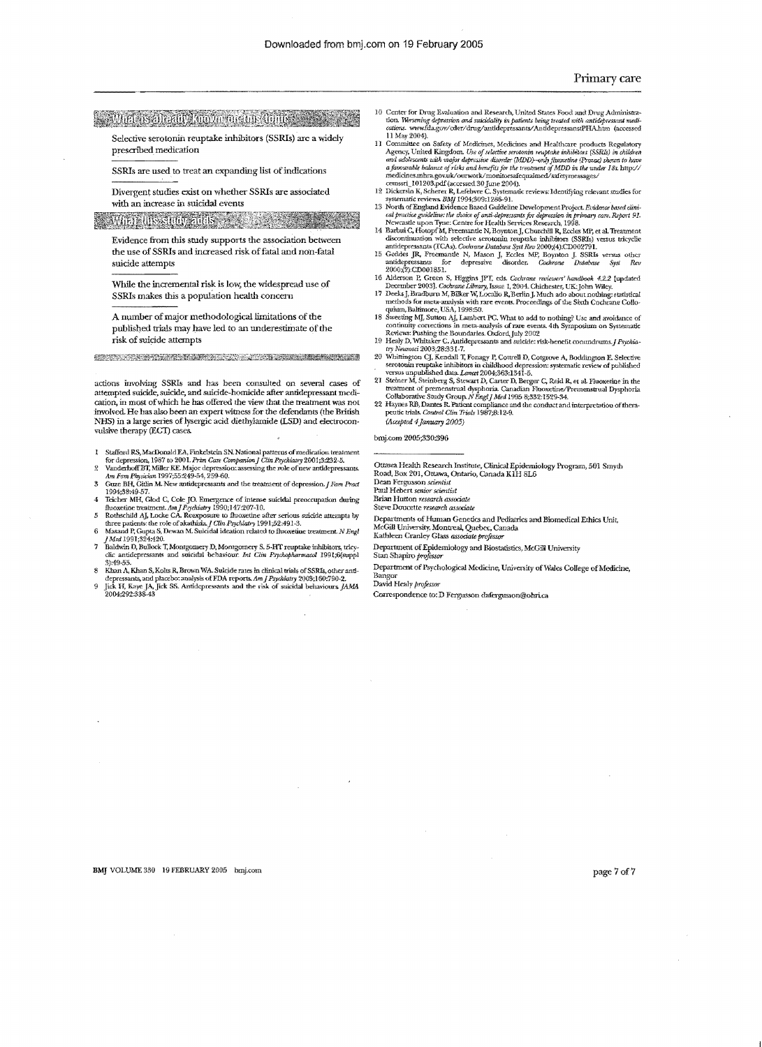## What is already known on this topic

Selective serotonin reuptake inhibitors (SSRIs) are a widely prescribed medication

SSRIs are used to treat an expanding list of indications

Divergent studies exist on whether SSRIs are associated with an increase in suicidal events

## What this study adds

Evidence from this study supports the association between the use of SSRIs and increased risk of fatal and non-fatal suicide attempts

While the incremental risk is low, the widespread use of SSRIs makes this a population health concern

A number of major methodological limitations of the published trials may have led to an underestimate of the risk of suicide attempts

---

actions involving SSRIs and has been consulted on several cases of attempted suicide, suicide, and suicide-homicide after antidepressant medication, in most of which he has offered the view that the treatment was not involved. He has also been an expert witness for the defendants (the British NHS) in a large series of lysergic acid diethylamide (LSD) and electroconvulsive therapy (ECT) cases.

1. Stafford RS, MacDonald EA, Finkelstein SN. National patterns of medication treatment for depression, 1987 to 2001. *Prim Care Companion J Clin Psychiatry* 2001;3:232-5.
2. Vanderhoff BT, Miller KE. Major depression: assessing the role of new antidepressants. *Am Fam Physician* 1997;55:249-54, 259-60.
3. Guze BH, Gitlin M. New antidepressants and the treatment of depression. *J Fam Pract* 1994;38:49-57.
4. Teicher MH, Glod C, Cole JO. Emergence of intense suicidal preoccupation during fluoxetine treatment. *Am J Psychiatry* 1990;147:207-10.
5. Rothschild AJ, Locke CA. Reexposure to fluoxetine after serious suicide attempts by three patients: the role of akathisia. *J Clin Psychiatry* 1991;52:491-3.
6. Masand P, Gupta S, Dewan M. Suicidal ideation related to fluoxetine treatment. *N Engl J Med* 1991;324:420.
7. Baldwin D, Bullock T, Montgomery D, Montgomery S. 5-HT reuptake inhibitors, tricyclic antidepressants and suicidal behaviour. *Int Clin Psychopharmacol* 1991;6(suppl 3):49-55.
8. Khan A, Khan S, Kolts R, Brown WA. Suicide rates in clinical trials of SSRIs, other antidepressants, and placebo: analysis of FDA reports. *Am J Psychiatry* 2003;160:790-2.
9. Jick H, Kaye JA, Jick SS. Antidepressants and the risk of suicidal behaviours. *JAMA* 2004;292:338-43.
10. Center for Drug Evaluation and Research, United States Food and Drug Administration. *Worsening depression and suicidality in patients being treated with antidepressant medications.* www.fda.gov/cder/drug/antidepressants/AntidepressanstPHA.htm (accessed 11 May 2004).
11. Committee on Safety of Medicines, Medicines and Healthcare products Regulatory Agency, United Kingdom. *Use of selective serotonin reuptake inhibitors (SSRIs) in children and adolescents with major depressive disorder (MDD)—only fluoxetine (Prozac) shown to have a favourable balance of risks and benefits for the treatment of MDD in the under 18s.* http://medicines.mhra.gov.uk/ourwork/monitorsafequalmed/safetymessages/cemssri_101203.pdf (accessed 30 June 2004).
12. Dickersin K, Scherer R, Lefebvre C. Systematic reviews: Identifying relevant studies for systematic reviews. *BMJ* 1994;309:1286-91.
13. North of England Evidence Based Guideline Development Project. *Evidence based clinical practice guideline: the choice of anti-depressants for depression in primary care. Report 91.* Newcastle upon Tyne: Centre for Health Services Research, 1998.
14. Barbui C, Hotopf M, Freemantle N, Boynton J, Churchill R, Eccles MP, et al. Treatment discontinuation with selective serotonin reuptake inhibitors (SSRIs) versus tricyclic antidepressants (TCAs). *Cochrane Database Syst Rev* 2000;(4):CD002791.
15. Geddes JR, Freemantle N, Mason J, Eccles MP, Boynton J. SSRIs versus other antidepressants for depressive disorder. *Cochrane Database Syst Rev* 2000;(2):CD001851.
16. Alderson P, Green S, Higgins JPT, eds. *Cochrane reviewers' handbook 4.2.2* [updated December 2003]. *Cochrane Library*, Issue 1, 2004. Chichester, UK: John Wiley.
17. Deeks J, Bradburn M, Bilker W, Localio R, Berlin J. Much ado about nothing: statistical methods for meta-analysis with rare events. Proceedings of the Sixth Cochrane Colloquium, Baltimore, USA, 1998:50.
18. Sweeting MJ, Sutton AJ, Lambert PC. What to add to nothing? Use and avoidance of continuity corrections in meta-analysis of rare events. 4th Symposium on Systematic Reviews: Pushing the Boundaries. Oxford, July 2002
19. Healy D, Whitaker C. Antidepressants and suicide: risk-benefit conundrums. *J Psychiatry Neurosci* 2003;28:331-7.
20. Whittington CJ, Kendall T, Fonagy P, Cottrell D, Cotgrove A, Boddington E. Selective serotonin reuptake inhibitors in childhood depression: systematic review of published versus unpublished data. *Lancet* 2004;363:1341-5.
21. Steiner M, Steinberg S, Stewart D, Carter D, Berger C, Reid R, et al. Fluoxetine in the treatment of premenstrual dysphoria. Canadian Fluoxetine/Premenstrual Dysphoria Collaborative Study Group. *N Engl J Med* 1995 8;332:1529-34.
22. Haynes RB, Dantes R. Patient compliance and the conduct and interpretation of therapeutic trials. *Control Clin Trials* 1987;8:12-9.

*(Accepted 4 January 2005)*

bmj.com 2005;330:396

---

Ottawa Health Research Institute, Clinical Epidemiology Program, 501 Smyth Road, Box 201, Ottawa, Ontario, Canada K1H 8L6
Dean Fergusson *scientist*
Paul Hebert *senior scientist*
Brian Hutton *research associate*
Steve Doucette *research associate*

Departments of Human Genetics and Pediatrics and Biomedical Ethics Unit, McGill University, Montreal, Quebec, Canada
Kathleen Cranley Glass *associate professor*

Department of Epidemiology and Biostatistics, McGill University
Stan Shapiro *professor*

Department of Psychological Medicine, University of Wales College of Medicine, Bangor
David Healy *professor*

Correspondence to: D Fergusson dafergusson@ohri.ca